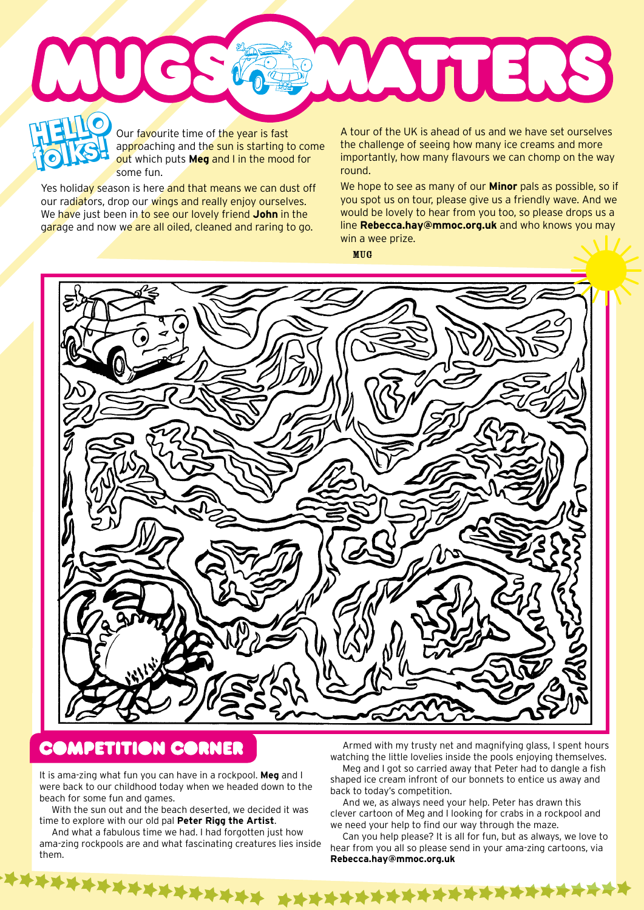# MUGS MATTERS

## HELLO folks!

Our favourite time of the year is fast approaching and the sun is starting to come out which puts **Meg** and I in the mood for some fun.

Yes holiday season is here and that means we can dust off our radiators, drop our wings and really enjoy ourselves. We have just been in to see our lovely friend **John** in the garage and now we are all oiled, cleaned and raring to go.

A tour of the UK is ahead of us and we have set ourselves the challenge of seeing how many ice creams and more importantly, how many flavours we can chomp on the way round.

We hope to see as many of our **Minor** pals as possible, so if you spot us on tour, please give us a friendly wave. And we would be lovely to hear from you too, so please drops us a line **Rebecca.hay@mmoc.org.uk** and who knows you may win a wee prize.

MUG

## COMPETITION CORNER

It is ama-zing what fun you can have in a rockpool. **Meg** and I were back to our childhood today when we headed down to the beach for some fun and games.

With the sun out and the beach deserted, we decided it was time to explore with our old pal **Peter Rigg the Artist**.

And what a fabulous time we had. I had forgotten just how ama-zing rockpools are and what fascinating creatures lies inside them.

Armed with my trusty net and magnifying glass, I spent hours watching the little lovelies inside the pools enjoying themselves.

Meg and I got so carried away that Peter had to dangle a fish shaped ice cream infront of our bonnets to entice us away and back to today's competition.

And we, as always need your help. Peter has drawn this clever cartoon of Meg and I looking for crabs in a rockpool and we need your help to find our way through the maze.

Can you help please? It is all for fun, but as always, we love to hear from you all so please send in your ama-zing cartoons, via **Rebecca.hay@mmoc.org.uk**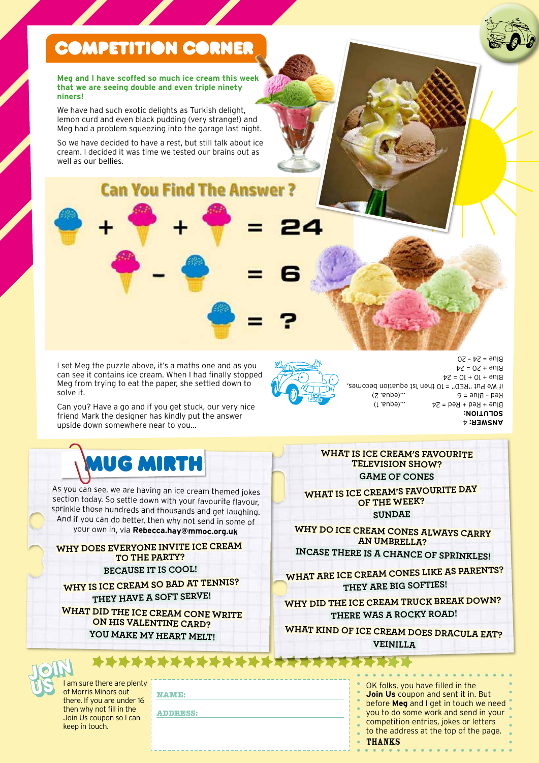# COMPETITION CORNER

**Meg and I have scoffed so much ice cream this week that we are seeing double and even triple niners!**

We have had such exotic delights as Turkish delight, lemon curd and even black pudding (very strange!) and Meg had a problem squeezing into the garage last night.

So we have decided to have a rest, but still talk about ice cream. I decided it was time we tested our brains out as well as our bellies.

## Can You Find The Answer ?

🍦 + 🍦 + 🍦 = 24

🍦 - 🍦 = 6

🍦 = ?

I set Meg the puzzle above, it's a maths one and as you can see it contains ice cream. When I had finally stopped Meg from trying to eat the paper, she settled down to solve it.

Can you? Have a go and if you get stuck, our very nice friend Mark the designer has kindly put the answer upside down somewhere near to you...

**ANSWER:** 4

**SOLUTION:**

Blue + Red + Red = 24 ...(equa. 1)

Red - Blue = 6 ...(equa. 2)

If We Put "RED" = 10 then 1st equation becomes,

Blue + 10 + 10 = 24

Blue + 20 = 24

Blue = 24 - 20

## MUG MIRTH

As you can see, we are having an ice cream themed jokes section today. So settle down with your favourite flavour, sprinkle those hundreds and thousands and get laughing. And if you can do better, then why not send in some of your own in, via **Rebecca.hay@mmoc.org.uk**

WHY DOES EVERYONE INVITE ICE CREAM TO THE PARTY?
BECAUSE IT IS COOL!

WHY IS ICE CREAM SO BAD AT TENNIS?
THEY HAVE A SOFT SERVE!

WHAT DID THE ICE CREAM CONE WRITE ON HIS VALENTINE CARD?
YOU MAKE MY HEART MELT!

WHAT IS ICE CREAM'S FAVOURITE TELEVISION SHOW?
GAME OF CONES

WHAT IS ICE CREAM'S FAVOURITE DAY OF THE WEEK?
SUNDAE

WHY DO ICE CREAM CONES ALWAYS CARRY AN UMBRELLA?
INCASE THERE IS A CHANCE OF SPRINKLES!

WHAT ARE ICE CREAM CONES LIKE AS PARENTS?
THEY ARE BIG SOFTIES!

WHY DID THE ICE CREAM TRUCK BREAK DOWN?
THERE WAS A ROCKY ROAD!

WHAT KIND OF ICE CREAM DOES DRACULA EAT?
VEINILLA

## JOIN US

I am sure there are plenty of Morris Minors out there. If you are under 16 then why not fill in the Join Us coupon so I can keep in touch.

**NAME:**

**ADDRESS:**

OK folks, you have filled in the **Join Us** coupon and sent it in. But before **Meg** and I get in touch we need you to do some work and send in your competition entries, jokes or letters to the address at the top of the page.

**THANKS**